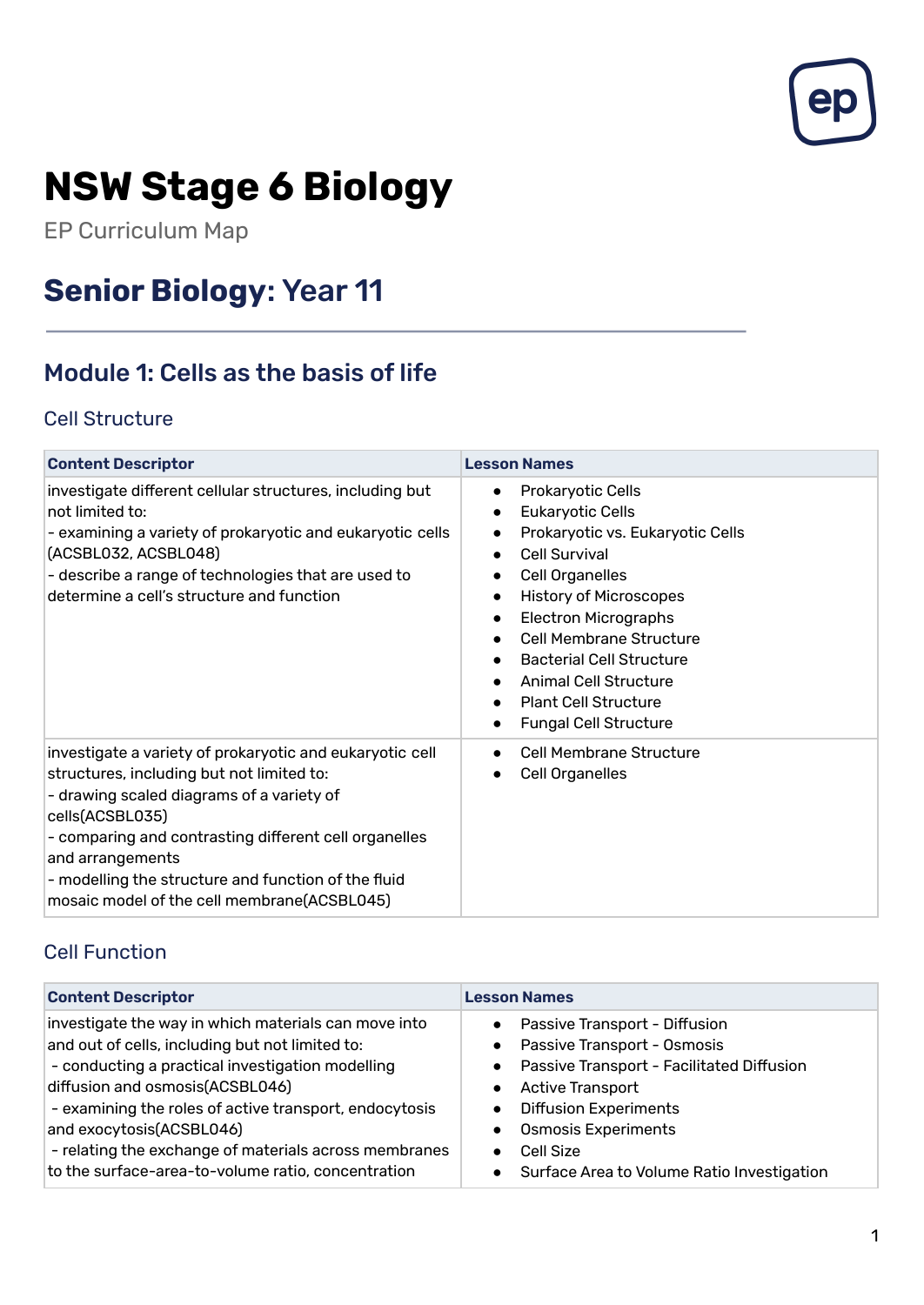# NSW Stage 6 Biology

EP Curriculum Map

## Senior Biology: Year 11

---

## Module 1: Cells as the basis of life

### Cell Structure

| Content Descriptor | Lesson Names |
|---|---|
| investigate different cellular structures, including but not limited to:<br>- examining a variety of prokaryotic and eukaryotic cells (ACSBL032, ACSBL048)<br>- describe a range of technologies that are used to determine a cell's structure and function | • Prokaryotic Cells<br>• Eukaryotic Cells<br>• Prokaryotic vs. Eukaryotic Cells<br>• Cell Survival<br>• Cell Organelles<br>• History of Microscopes<br>• Electron Micrographs<br>• Cell Membrane Structure<br>• Bacterial Cell Structure<br>• Animal Cell Structure<br>• Plant Cell Structure<br>• Fungal Cell Structure |
| investigate a variety of prokaryotic and eukaryotic cell structures, including but not limited to:<br>- drawing scaled diagrams of a variety of cells(ACSBL035)<br>- comparing and contrasting different cell organelles and arrangements<br>- modelling the structure and function of the fluid mosaic model of the cell membrane(ACSBL045) | • Cell Membrane Structure<br>• Cell Organelles |

### Cell Function

| Content Descriptor | Lesson Names |
|---|---|
| investigate the way in which materials can move into and out of cells, including but not limited to:<br>- conducting a practical investigation modelling diffusion and osmosis(ACSBL046)<br>- examining the roles of active transport, endocytosis and exocytosis(ACSBL046)<br>- relating the exchange of materials across membranes to the surface-area-to-volume ratio, concentration | • Passive Transport - Diffusion<br>• Passive Transport - Osmosis<br>• Passive Transport - Facilitated Diffusion<br>• Active Transport<br>• Diffusion Experiments<br>• Osmosis Experiments<br>• Cell Size<br>• Surface Area to Volume Ratio Investigation |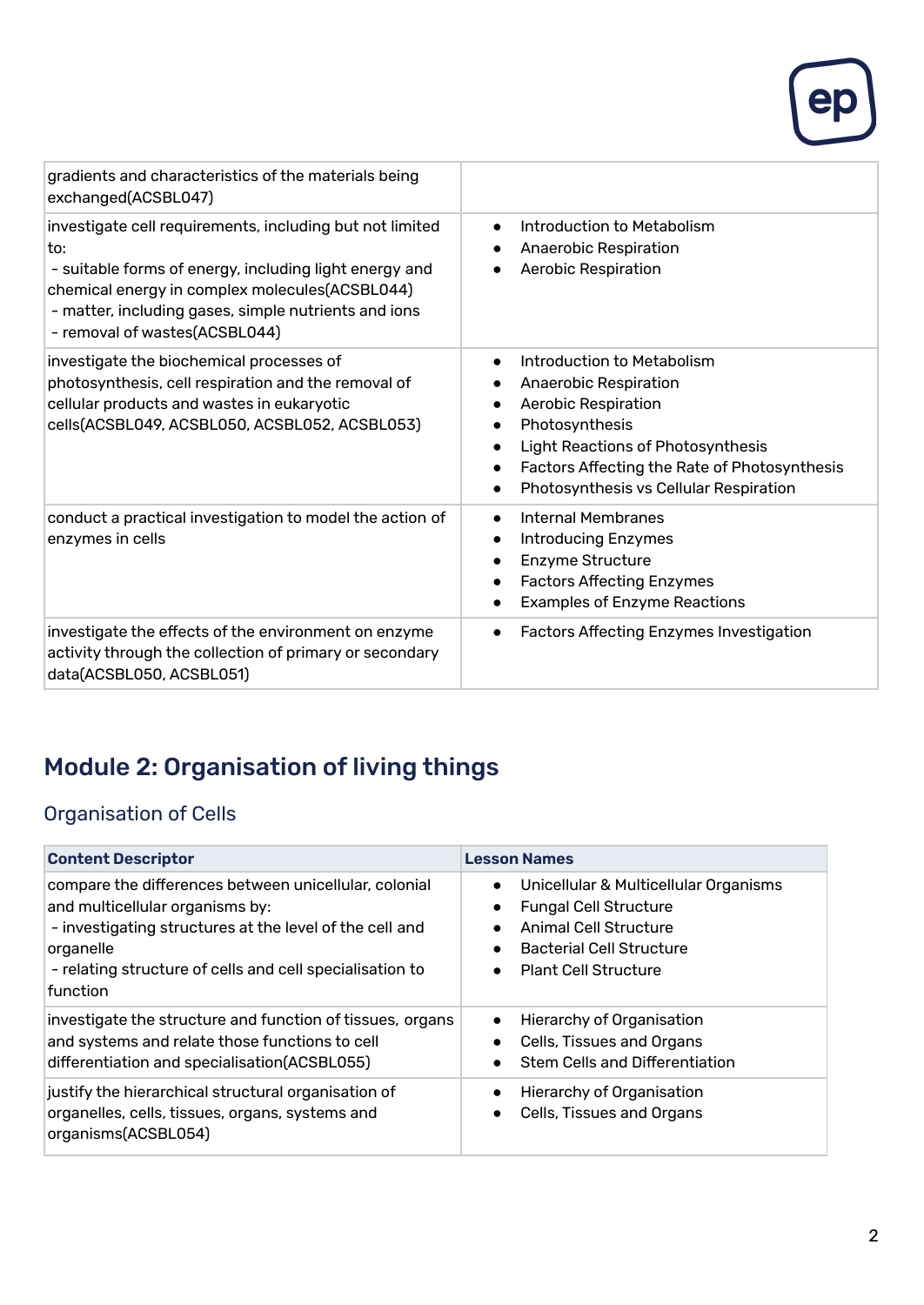| | |
|---|---|
| gradients and characteristics of the materials being exchanged(ACSBL047) | |
| investigate cell requirements, including but not limited to:<br>- suitable forms of energy, including light energy and chemical energy in complex molecules(ACSBL044)<br>- matter, including gases, simple nutrients and ions<br>- removal of wastes(ACSBL044) | • Introduction to Metabolism<br>• Anaerobic Respiration<br>• Aerobic Respiration |
| investigate the biochemical processes of photosynthesis, cell respiration and the removal of cellular products and wastes in eukaryotic cells(ACSBL049, ACSBL050, ACSBL052, ACSBL053) | • Introduction to Metabolism<br>• Anaerobic Respiration<br>• Aerobic Respiration<br>• Photosynthesis<br>• Light Reactions of Photosynthesis<br>• Factors Affecting the Rate of Photosynthesis<br>• Photosynthesis vs Cellular Respiration |
| conduct a practical investigation to model the action of enzymes in cells | • Internal Membranes<br>• Introducing Enzymes<br>• Enzyme Structure<br>• Factors Affecting Enzymes<br>• Examples of Enzyme Reactions |
| investigate the effects of the environment on enzyme activity through the collection of primary or secondary data(ACSBL050, ACSBL051) | • Factors Affecting Enzymes Investigation |

## Module 2: Organisation of living things

### Organisation of Cells

| Content Descriptor | Lesson Names |
|---|---|
| compare the differences between unicellular, colonial and multicellular organisms by:<br>- investigating structures at the level of the cell and organelle<br>- relating structure of cells and cell specialisation to function | • Unicellular & Multicellular Organisms<br>• Fungal Cell Structure<br>• Animal Cell Structure<br>• Bacterial Cell Structure<br>• Plant Cell Structure |
| investigate the structure and function of tissues, organs and systems and relate those functions to cell differentiation and specialisation(ACSBL055) | • Hierarchy of Organisation<br>• Cells, Tissues and Organs<br>• Stem Cells and Differentiation |
| justify the hierarchical structural organisation of organelles, cells, tissues, organs, systems and organisms(ACSBL054) | • Hierarchy of Organisation<br>• Cells, Tissues and Organs |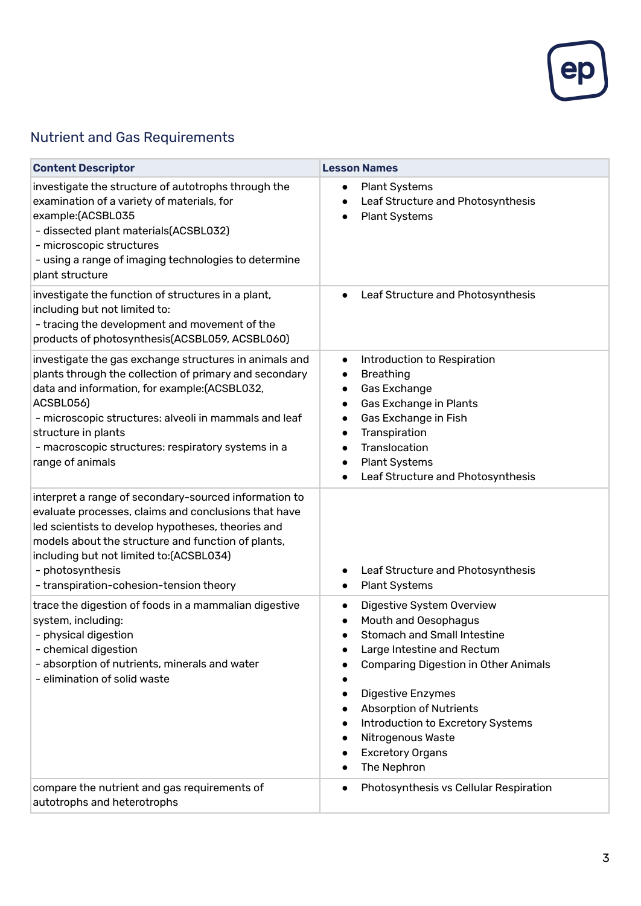## Nutrient and Gas Requirements

| Content Descriptor | Lesson Names |
|---|---|
| investigate the structure of autotrophs through the examination of a variety of materials, for example:(ACSBL035<br>- dissected plant materials(ACSBL032)<br>- microscopic structures<br>- using a range of imaging technologies to determine plant structure | • Plant Systems<br>• Leaf Structure and Photosynthesis<br>• Plant Systems |
| investigate the function of structures in a plant, including but not limited to:<br>- tracing the development and movement of the products of photosynthesis(ACSBL059, ACSBL060) | • Leaf Structure and Photosynthesis |
| investigate the gas exchange structures in animals and plants through the collection of primary and secondary data and information, for example:(ACSBL032, ACSBL056)<br>- microscopic structures: alveoli in mammals and leaf structure in plants<br>- macroscopic structures: respiratory systems in a range of animals | • Introduction to Respiration<br>• Breathing<br>• Gas Exchange<br>• Gas Exchange in Plants<br>• Gas Exchange in Fish<br>• Transpiration<br>• Translocation<br>• Plant Systems<br>• Leaf Structure and Photosynthesis |
| interpret a range of secondary-sourced information to evaluate processes, claims and conclusions that have led scientists to develop hypotheses, theories and models about the structure and function of plants, including but not limited to:(ACSBL034)<br>- photosynthesis<br>- transpiration-cohesion-tension theory | • Leaf Structure and Photosynthesis<br>• Plant Systems |
| trace the digestion of foods in a mammalian digestive system, including:<br>- physical digestion<br>- chemical digestion<br>- absorption of nutrients, minerals and water<br>- elimination of solid waste | • Digestive System Overview<br>• Mouth and Oesophagus<br>• Stomach and Small Intestine<br>• Large Intestine and Rectum<br>• Comparing Digestion in Other Animals<br>•<br>• Digestive Enzymes<br>• Absorption of Nutrients<br>• Introduction to Excretory Systems<br>• Nitrogenous Waste<br>• Excretory Organs<br>• The Nephron |
| compare the nutrient and gas requirements of autotrophs and heterotrophs | • Photosynthesis vs Cellular Respiration |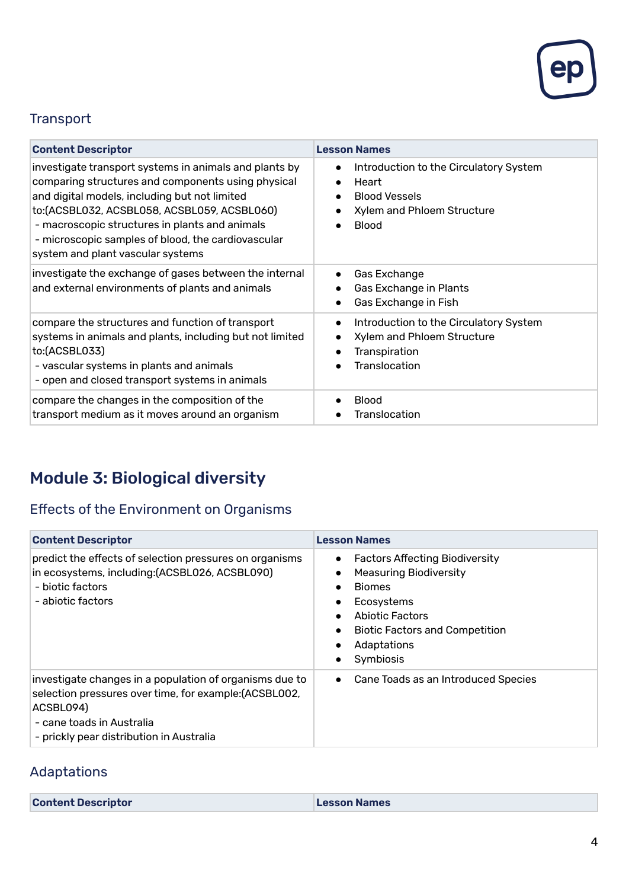### Transport

| Content Descriptor | Lesson Names |
| --- | --- |
| investigate transport systems in animals and plants by comparing structures and components using physical and digital models, including but not limited to:(ACSBL032, ACSBL058, ACSBL059, ACSBL060)<br>- macroscopic structures in plants and animals<br>- microscopic samples of blood, the cardiovascular system and plant vascular systems | • Introduction to the Circulatory System<br>• Heart<br>• Blood Vessels<br>• Xylem and Phloem Structure<br>• Blood |
| investigate the exchange of gases between the internal and external environments of plants and animals | • Gas Exchange<br>• Gas Exchange in Plants<br>• Gas Exchange in Fish |
| compare the structures and function of transport systems in animals and plants, including but not limited to:(ACSBL033)<br>- vascular systems in plants and animals<br>- open and closed transport systems in animals | • Introduction to the Circulatory System<br>• Xylem and Phloem Structure<br>• Transpiration<br>• Translocation |
| compare the changes in the composition of the transport medium as it moves around an organism | • Blood<br>• Translocation |

## Module 3: Biological diversity

### Effects of the Environment on Organisms

| Content Descriptor | Lesson Names |
| --- | --- |
| predict the effects of selection pressures on organisms in ecosystems, including:(ACSBL026, ACSBL090)<br>- biotic factors<br>- abiotic factors | • Factors Affecting Biodiversity<br>• Measuring Biodiversity<br>• Biomes<br>• Ecosystems<br>• Abiotic Factors<br>• Biotic Factors and Competition<br>• Adaptations<br>• Symbiosis |
| investigate changes in a population of organisms due to selection pressures over time, for example:(ACSBL002, ACSBL094)<br>- cane toads in Australia<br>- prickly pear distribution in Australia | • Cane Toads as an Introduced Species |

### Adaptations

| Content Descriptor | Lesson Names |
| --- | --- |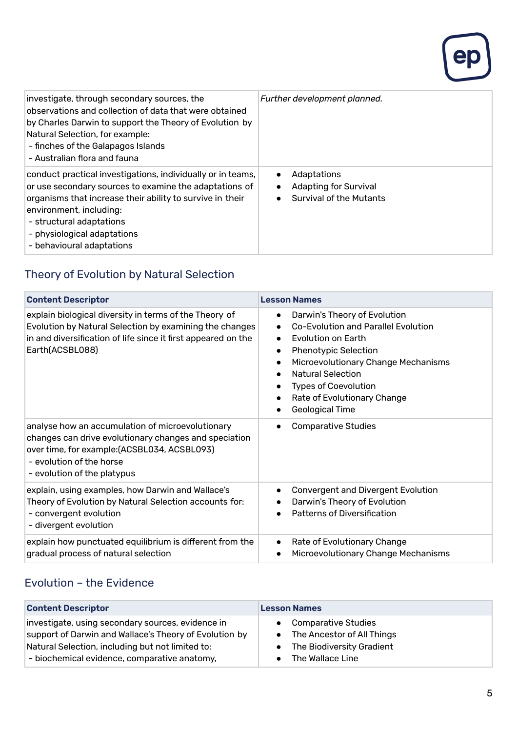| | |
|---|---|
| investigate, through secondary sources, the observations and collection of data that were obtained by Charles Darwin to support the Theory of Evolution by Natural Selection, for example:<br>- finches of the Galapagos Islands<br>- Australian flora and fauna | *Further development planned.* |
| conduct practical investigations, individually or in teams, or use secondary sources to examine the adaptations of organisms that increase their ability to survive in their environment, including:<br>- structural adaptations<br>- physiological adaptations<br>- behavioural adaptations | • Adaptations<br>• Adapting for Survival<br>• Survival of the Mutants |

## Theory of Evolution by Natural Selection

| **Content Descriptor** | **Lesson Names** |
|---|---|
| explain biological diversity in terms of the Theory of Evolution by Natural Selection by examining the changes in and diversification of life since it first appeared on the Earth(ACSBL088) | • Darwin's Theory of Evolution<br>• Co-Evolution and Parallel Evolution<br>• Evolution on Earth<br>• Phenotypic Selection<br>• Microevolutionary Change Mechanisms<br>• Natural Selection<br>• Types of Coevolution<br>• Rate of Evolutionary Change<br>• Geological Time |
| analyse how an accumulation of microevolutionary changes can drive evolutionary changes and speciation over time, for example:(ACSBL034, ACSBL093)<br>- evolution of the horse<br>- evolution of the platypus | • Comparative Studies |
| explain, using examples, how Darwin and Wallace's Theory of Evolution by Natural Selection accounts for:<br>- convergent evolution<br>- divergent evolution | • Convergent and Divergent Evolution<br>• Darwin's Theory of Evolution<br>• Patterns of Diversification |
| explain how punctuated equilibrium is different from the gradual process of natural selection | • Rate of Evolutionary Change<br>• Microevolutionary Change Mechanisms |

## Evolution – the Evidence

| **Content Descriptor** | **Lesson Names** |
|---|---|
| investigate, using secondary sources, evidence in support of Darwin and Wallace's Theory of Evolution by Natural Selection, including but not limited to:<br>- biochemical evidence, comparative anatomy, | • Comparative Studies<br>• The Ancestor of All Things<br>• The Biodiversity Gradient<br>• The Wallace Line |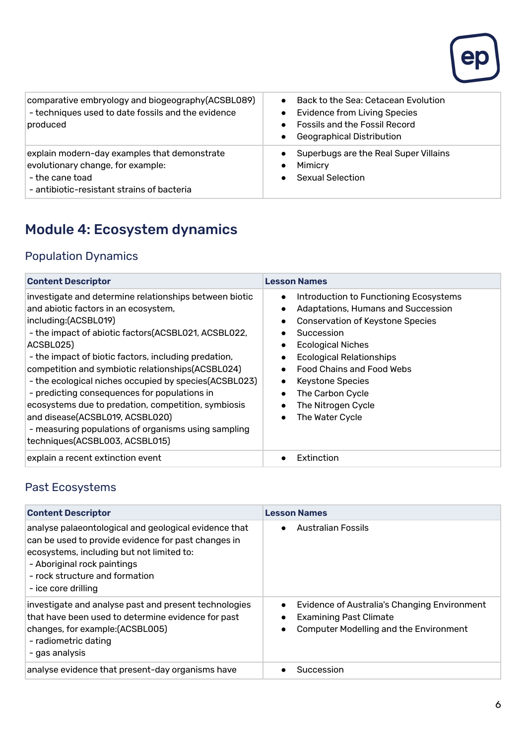| | |
|---|---|
| comparative embryology and biogeography(ACSBL089)<br>- techniques used to date fossils and the evidence produced | • Back to the Sea: Cetacean Evolution<br>• Evidence from Living Species<br>• Fossils and the Fossil Record<br>• Geographical Distribution |
| explain modern-day examples that demonstrate evolutionary change, for example:<br>- the cane toad<br>- antibiotic-resistant strains of bacteria | • Superbugs are the Real Super Villains<br>• Mimicry<br>• Sexual Selection |

## Module 4: Ecosystem dynamics

### Population Dynamics

| Content Descriptor | Lesson Names |
|---|---|
| investigate and determine relationships between biotic and abiotic factors in an ecosystem, including:(ACSBL019)<br>- the impact of abiotic factors(ACSBL021, ACSBL022, ACSBL025)<br>- the impact of biotic factors, including predation, competition and symbiotic relationships(ACSBL024)<br>- the ecological niches occupied by species(ACSBL023)<br>- predicting consequences for populations in ecosystems due to predation, competition, symbiosis and disease(ACSBL019, ACSBL020)<br>- measuring populations of organisms using sampling techniques(ACSBL003, ACSBL015) | • Introduction to Functioning Ecosystems<br>• Adaptations, Humans and Succession<br>• Conservation of Keystone Species<br>• Succession<br>• Ecological Niches<br>• Ecological Relationships<br>• Food Chains and Food Webs<br>• Keystone Species<br>• The Carbon Cycle<br>• The Nitrogen Cycle<br>• The Water Cycle |
| explain a recent extinction event | • Extinction |

### Past Ecosystems

| Content Descriptor | Lesson Names |
|---|---|
| analyse palaeontological and geological evidence that can be used to provide evidence for past changes in ecosystems, including but not limited to:<br>- Aboriginal rock paintings<br>- rock structure and formation<br>- ice core drilling | • Australian Fossils |
| investigate and analyse past and present technologies that have been used to determine evidence for past changes, for example:(ACSBL005)<br>- radiometric dating<br>- gas analysis | • Evidence of Australia's Changing Environment<br>• Examining Past Climate<br>• Computer Modelling and the Environment |
| analyse evidence that present-day organisms have | • Succession |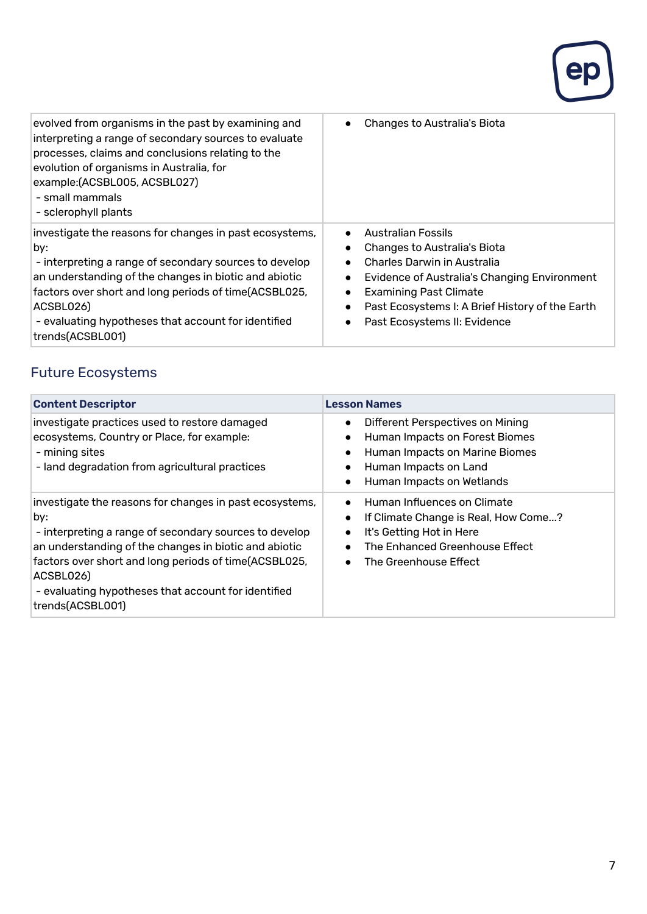| | |
|---|---|
| evolved from organisms in the past by examining and interpreting a range of secondary sources to evaluate processes, claims and conclusions relating to the evolution of organisms in Australia, for example:(ACSBL005, ACSBL027)<br>- small mammals<br>- sclerophyll plants | • Changes to Australia's Biota |
| investigate the reasons for changes in past ecosystems, by:<br>- interpreting a range of secondary sources to develop an understanding of the changes in biotic and abiotic factors over short and long periods of time(ACSBL025, ACSBL026)<br>- evaluating hypotheses that account for identified trends(ACSBL001) | • Australian Fossils<br>• Changes to Australia's Biota<br>• Charles Darwin in Australia<br>• Evidence of Australia's Changing Environment<br>• Examining Past Climate<br>• Past Ecosystems I: A Brief History of the Earth<br>• Past Ecosystems II: Evidence |

## Future Ecosystems

| Content Descriptor | Lesson Names |
|---|---|
| investigate practices used to restore damaged ecosystems, Country or Place, for example:<br>- mining sites<br>- land degradation from agricultural practices | • Different Perspectives on Mining<br>• Human Impacts on Forest Biomes<br>• Human Impacts on Marine Biomes<br>• Human Impacts on Land<br>• Human Impacts on Wetlands |
| investigate the reasons for changes in past ecosystems, by:<br>- interpreting a range of secondary sources to develop an understanding of the changes in biotic and abiotic factors over short and long periods of time(ACSBL025, ACSBL026)<br>- evaluating hypotheses that account for identified trends(ACSBL001) | • Human Influences on Climate<br>• If Climate Change is Real, How Come...?<br>• It's Getting Hot in Here<br>• The Enhanced Greenhouse Effect<br>• The Greenhouse Effect |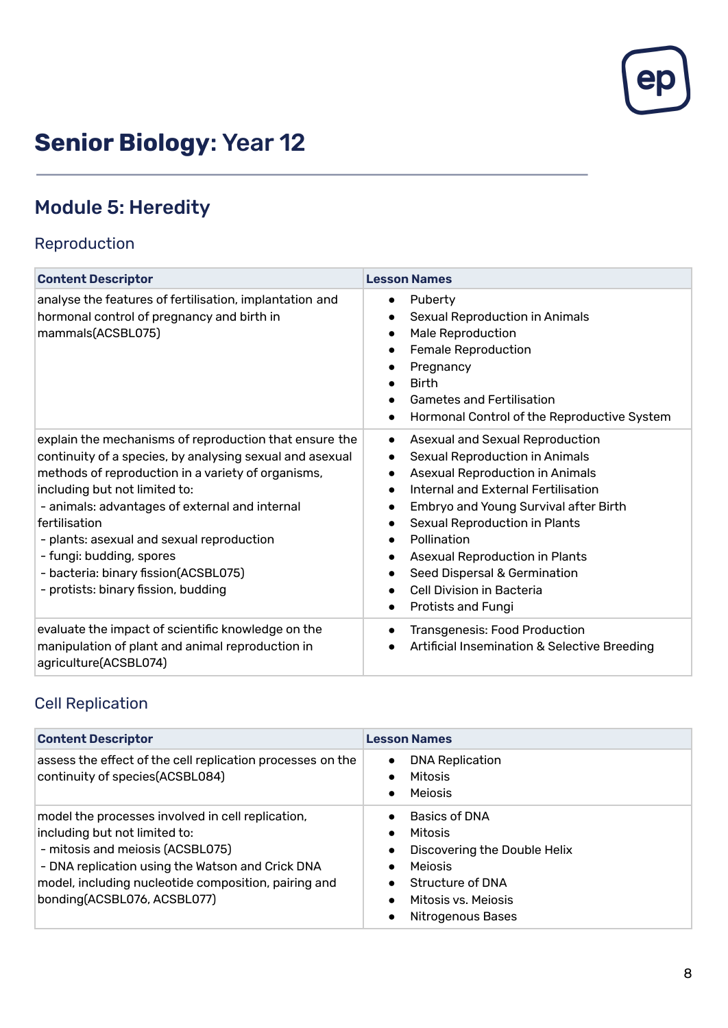# **Senior Biology**: Year 12

## Module 5: Heredity

### Reproduction

| Content Descriptor | Lesson Names |
|---|---|
| analyse the features of fertilisation, implantation and hormonal control of pregnancy and birth in mammals(ACSBL075) | • Puberty<br>• Sexual Reproduction in Animals<br>• Male Reproduction<br>• Female Reproduction<br>• Pregnancy<br>• Birth<br>• Gametes and Fertilisation<br>• Hormonal Control of the Reproductive System |
| explain the mechanisms of reproduction that ensure the continuity of a species, by analysing sexual and asexual methods of reproduction in a variety of organisms, including but not limited to:<br>- animals: advantages of external and internal fertilisation<br>- plants: asexual and sexual reproduction<br>- fungi: budding, spores<br>- bacteria: binary fission(ACSBL075)<br>- protists: binary fission, budding | • Asexual and Sexual Reproduction<br>• Sexual Reproduction in Animals<br>• Asexual Reproduction in Animals<br>• Internal and External Fertilisation<br>• Embryo and Young Survival after Birth<br>• Sexual Reproduction in Plants<br>• Pollination<br>• Asexual Reproduction in Plants<br>• Seed Dispersal & Germination<br>• Cell Division in Bacteria<br>• Protists and Fungi |
| evaluate the impact of scientific knowledge on the manipulation of plant and animal reproduction in agriculture(ACSBL074) | • Transgenesis: Food Production<br>• Artificial Insemination & Selective Breeding |

### Cell Replication

| Content Descriptor | Lesson Names |
|---|---|
| assess the effect of the cell replication processes on the continuity of species(ACSBL084) | • DNA Replication<br>• Mitosis<br>• Meiosis |
| model the processes involved in cell replication, including but not limited to:<br>- mitosis and meiosis (ACSBL075)<br>- DNA replication using the Watson and Crick DNA model, including nucleotide composition, pairing and bonding(ACSBL076, ACSBL077) | • Basics of DNA<br>• Mitosis<br>• Discovering the Double Helix<br>• Meiosis<br>• Structure of DNA<br>• Mitosis vs. Meiosis<br>• Nitrogenous Bases |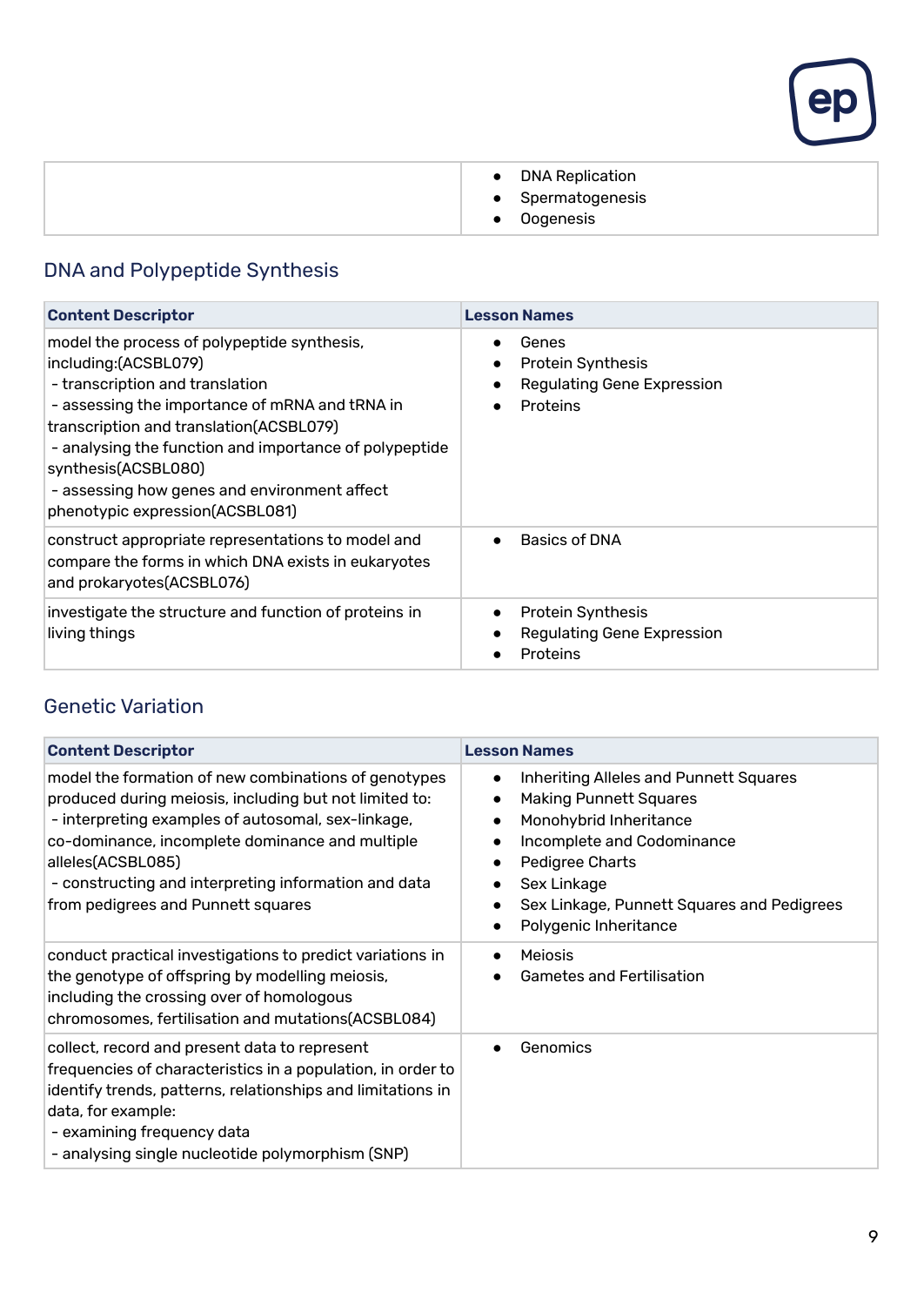| | |
|---|---|
| | • DNA Replication<br>• Spermatogenesis<br>• Oogenesis |

## DNA and Polypeptide Synthesis

| Content Descriptor | Lesson Names |
|---|---|
| model the process of polypeptide synthesis, including:(ACSBL079)<br>- transcription and translation<br>- assessing the importance of mRNA and tRNA in transcription and translation(ACSBL079)<br>- analysing the function and importance of polypeptide synthesis(ACSBL080)<br>- assessing how genes and environment affect phenotypic expression(ACSBL081) | • Genes<br>• Protein Synthesis<br>• Regulating Gene Expression<br>• Proteins |
| construct appropriate representations to model and compare the forms in which DNA exists in eukaryotes and prokaryotes(ACSBL076) | • Basics of DNA |
| investigate the structure and function of proteins in living things | • Protein Synthesis<br>• Regulating Gene Expression<br>• Proteins |

## Genetic Variation

| Content Descriptor | Lesson Names |
|---|---|
| model the formation of new combinations of genotypes produced during meiosis, including but not limited to:<br>- interpreting examples of autosomal, sex-linkage, co-dominance, incomplete dominance and multiple alleles(ACSBL085)<br>- constructing and interpreting information and data from pedigrees and Punnett squares | • Inheriting Alleles and Punnett Squares<br>• Making Punnett Squares<br>• Monohybrid Inheritance<br>• Incomplete and Codominance<br>• Pedigree Charts<br>• Sex Linkage<br>• Sex Linkage, Punnett Squares and Pedigrees<br>• Polygenic Inheritance |
| conduct practical investigations to predict variations in the genotype of offspring by modelling meiosis, including the crossing over of homologous chromosomes, fertilisation and mutations(ACSBL084) | • Meiosis<br>• Gametes and Fertilisation |
| collect, record and present data to represent frequencies of characteristics in a population, in order to identify trends, patterns, relationships and limitations in data, for example:<br>- examining frequency data<br>- analysing single nucleotide polymorphism (SNP) | • Genomics |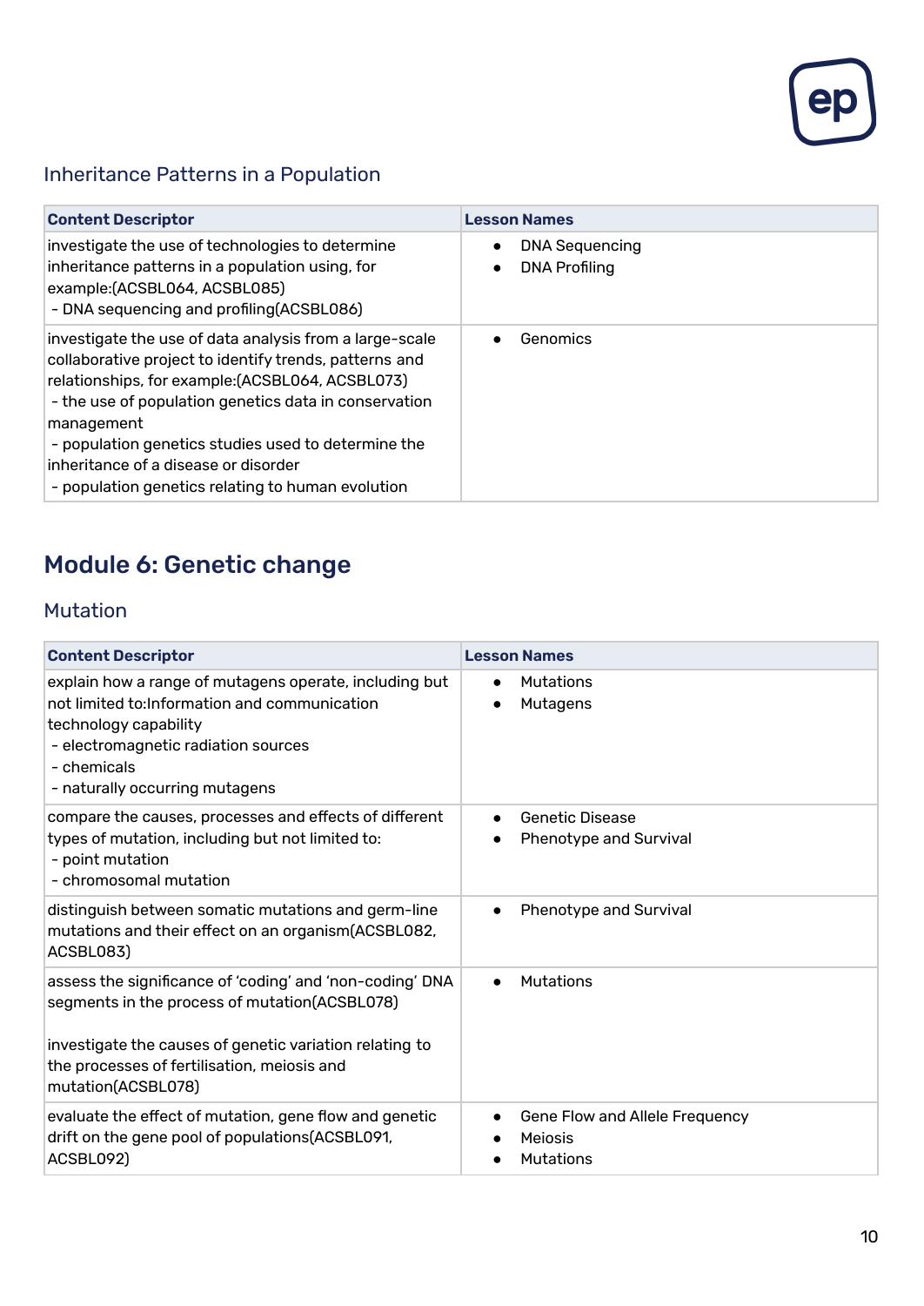### Inheritance Patterns in a Population

| Content Descriptor | Lesson Names |
|---|---|
| investigate the use of technologies to determine inheritance patterns in a population using, for example:(ACSBL064, ACSBL085)<br>- DNA sequencing and profiling(ACSBL086) | • DNA Sequencing<br>• DNA Profiling |
| investigate the use of data analysis from a large-scale collaborative project to identify trends, patterns and relationships, for example:(ACSBL064, ACSBL073)<br>- the use of population genetics data in conservation management<br>- population genetics studies used to determine the inheritance of a disease or disorder<br>- population genetics relating to human evolution | • Genomics |

## Module 6: Genetic change

### Mutation

| Content Descriptor | Lesson Names |
|---|---|
| explain how a range of mutagens operate, including but not limited to:Information and communication technology capability<br>- electromagnetic radiation sources<br>- chemicals<br>- naturally occurring mutagens | • Mutations<br>• Mutagens |
| compare the causes, processes and effects of different types of mutation, including but not limited to:<br>- point mutation<br>- chromosomal mutation | • Genetic Disease<br>• Phenotype and Survival |
| distinguish between somatic mutations and germ-line mutations and their effect on an organism(ACSBL082, ACSBL083) | • Phenotype and Survival |
| assess the significance of 'coding' and 'non-coding' DNA segments in the process of mutation(ACSBL078)<br><br>investigate the causes of genetic variation relating to the processes of fertilisation, meiosis and mutation(ACSBL078) | • Mutations |
| evaluate the effect of mutation, gene flow and genetic drift on the gene pool of populations(ACSBL091, ACSBL092) | • Gene Flow and Allele Frequency<br>• Meiosis<br>• Mutations |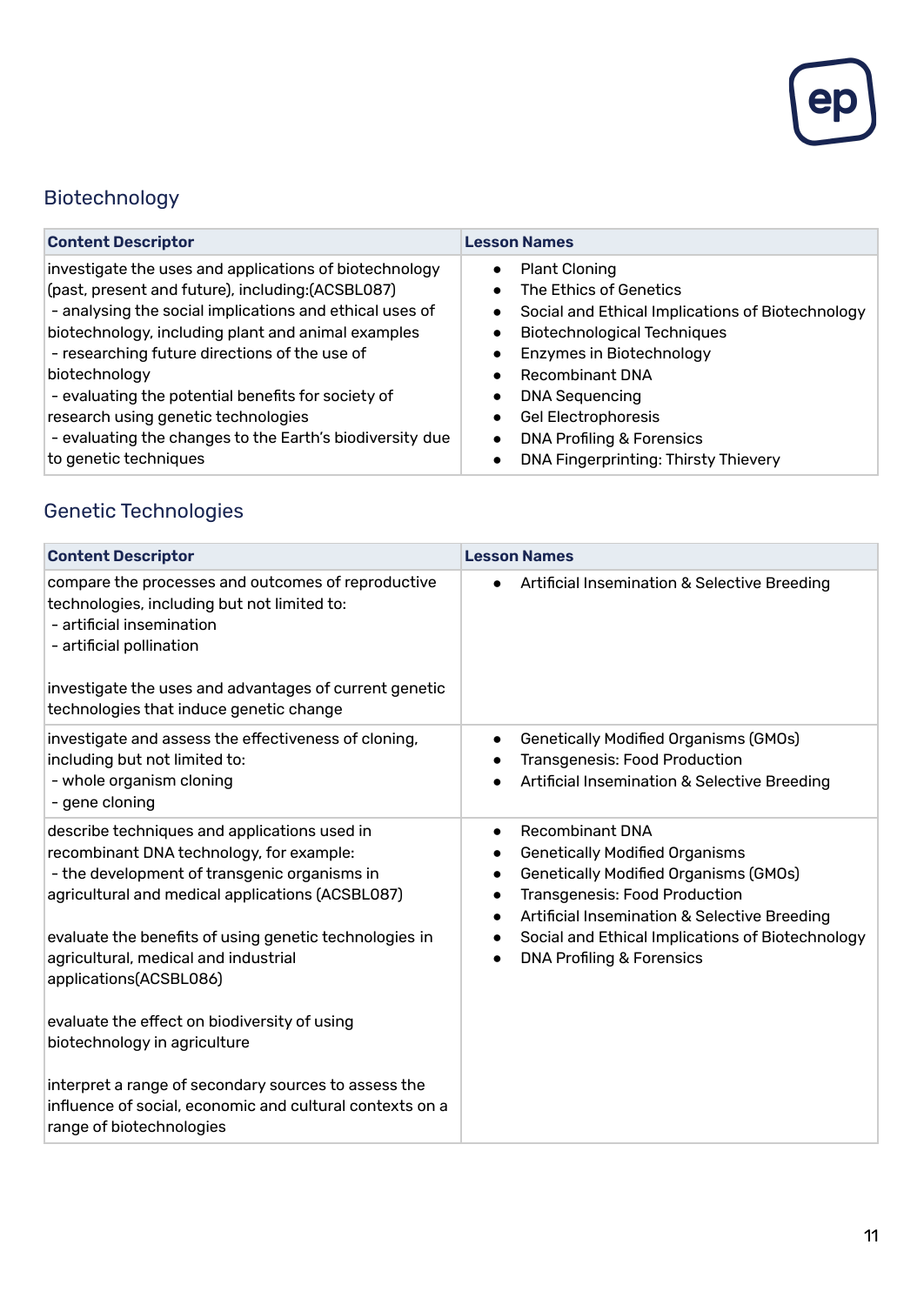## Biotechnology

| Content Descriptor | Lesson Names |
|---|---|
| investigate the uses and applications of biotechnology (past, present and future), including:(ACSBL087)<br> - analysing the social implications and ethical uses of biotechnology, including plant and animal examples<br> - researching future directions of the use of biotechnology<br> - evaluating the potential benefits for society of research using genetic technologies<br> - evaluating the changes to the Earth's biodiversity due to genetic techniques | • Plant Cloning<br>• The Ethics of Genetics<br>• Social and Ethical Implications of Biotechnology<br>• Biotechnological Techniques<br>• Enzymes in Biotechnology<br>• Recombinant DNA<br>• DNA Sequencing<br>• Gel Electrophoresis<br>• DNA Profiling & Forensics<br>• DNA Fingerprinting: Thirsty Thievery |

## Genetic Technologies

| Content Descriptor | Lesson Names |
|---|---|
| compare the processes and outcomes of reproductive technologies, including but not limited to:<br> - artificial insemination<br> - artificial pollination<br><br>investigate the uses and advantages of current genetic technologies that induce genetic change | • Artificial Insemination & Selective Breeding |
| investigate and assess the effectiveness of cloning, including but not limited to:<br> - whole organism cloning<br> - gene cloning | • Genetically Modified Organisms (GMOs)<br>• Transgenesis: Food Production<br>• Artificial Insemination & Selective Breeding |
| describe techniques and applications used in recombinant DNA technology, for example:<br> - the development of transgenic organisms in agricultural and medical applications (ACSBL087)<br><br>evaluate the benefits of using genetic technologies in agricultural, medical and industrial applications(ACSBL086)<br><br>evaluate the effect on biodiversity of using biotechnology in agriculture<br><br>interpret a range of secondary sources to assess the influence of social, economic and cultural contexts on a range of biotechnologies | • Recombinant DNA<br>• Genetically Modified Organisms<br>• Genetically Modified Organisms (GMOs)<br>• Transgenesis: Food Production<br>• Artificial Insemination & Selective Breeding<br>• Social and Ethical Implications of Biotechnology<br>• DNA Profiling & Forensics |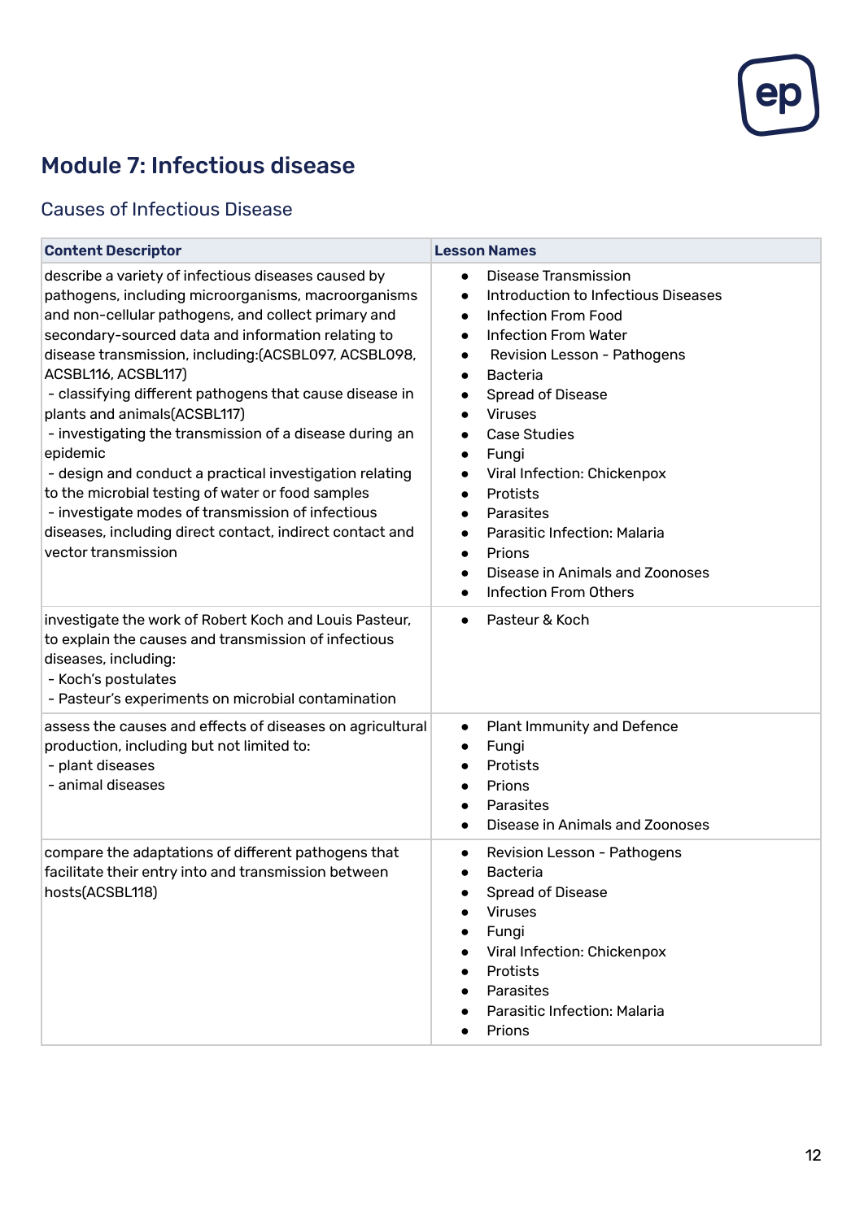# Module 7: Infectious disease

## Causes of Infectious Disease

| Content Descriptor | Lesson Names |
|---|---|
| describe a variety of infectious diseases caused by pathogens, including microorganisms, macroorganisms and non-cellular pathogens, and collect primary and secondary-sourced data and information relating to disease transmission, including:(ACSBL097, ACSBL098, ACSBL116, ACSBL117)<br>- classifying different pathogens that cause disease in plants and animals(ACSBL117)<br>- investigating the transmission of a disease during an epidemic<br>- design and conduct a practical investigation relating to the microbial testing of water or food samples<br>- investigate modes of transmission of infectious diseases, including direct contact, indirect contact and vector transmission | • Disease Transmission<br>• Introduction to Infectious Diseases<br>• Infection From Food<br>• Infection From Water<br>• Revision Lesson - Pathogens<br>• Bacteria<br>• Spread of Disease<br>• Viruses<br>• Case Studies<br>• Fungi<br>• Viral Infection: Chickenpox<br>• Protists<br>• Parasites<br>• Parasitic Infection: Malaria<br>• Prions<br>• Disease in Animals and Zoonoses<br>• Infection From Others |
| investigate the work of Robert Koch and Louis Pasteur, to explain the causes and transmission of infectious diseases, including:<br>- Koch's postulates<br>- Pasteur's experiments on microbial contamination | • Pasteur & Koch |
| assess the causes and effects of diseases on agricultural production, including but not limited to:<br>- plant diseases<br>- animal diseases | • Plant Immunity and Defence<br>• Fungi<br>• Protists<br>• Prions<br>• Parasites<br>• Disease in Animals and Zoonoses |
| compare the adaptations of different pathogens that facilitate their entry into and transmission between hosts(ACSBL118) | • Revision Lesson - Pathogens<br>• Bacteria<br>• Spread of Disease<br>• Viruses<br>• Fungi<br>• Viral Infection: Chickenpox<br>• Protists<br>• Parasites<br>• Parasitic Infection: Malaria<br>• Prions |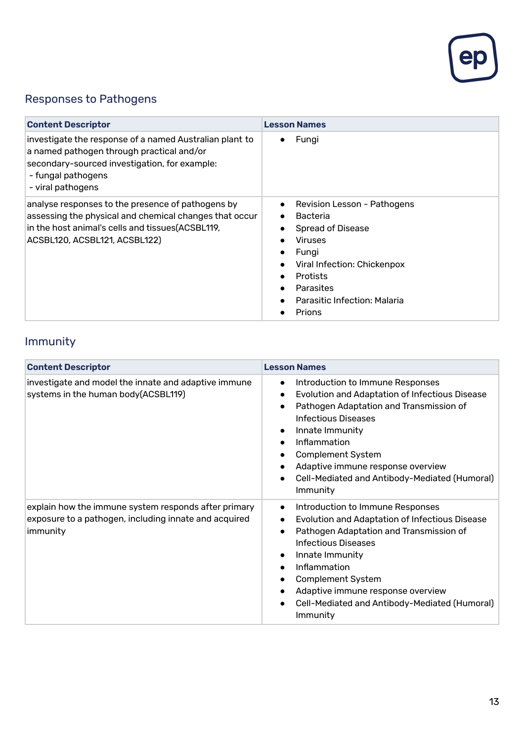## Responses to Pathogens

| Content Descriptor | Lesson Names |
|---|---|
| investigate the response of a named Australian plant to a named pathogen through practical and/or secondary-sourced investigation, for example:<br>- fungal pathogens<br>- viral pathogens | • Fungi |
| analyse responses to the presence of pathogens by assessing the physical and chemical changes that occur in the host animal's cells and tissues(ACSBL119, ACSBL120, ACSBL121, ACSBL122) | • Revision Lesson - Pathogens<br>• Bacteria<br>• Spread of Disease<br>• Viruses<br>• Fungi<br>• Viral Infection: Chickenpox<br>• Protists<br>• Parasites<br>• Parasitic Infection: Malaria<br>• Prions |

## Immunity

| Content Descriptor | Lesson Names |
|---|---|
| investigate and model the innate and adaptive immune systems in the human body(ACSBL119) | • Introduction to Immune Responses<br>• Evolution and Adaptation of Infectious Disease<br>• Pathogen Adaptation and Transmission of Infectious Diseases<br>• Innate Immunity<br>• Inflammation<br>• Complement System<br>• Adaptive immune response overview<br>• Cell-Mediated and Antibody-Mediated (Humoral) Immunity |
| explain how the immune system responds after primary exposure to a pathogen, including innate and acquired immunity | • Introduction to Immune Responses<br>• Evolution and Adaptation of Infectious Disease<br>• Pathogen Adaptation and Transmission of Infectious Diseases<br>• Innate Immunity<br>• Inflammation<br>• Complement System<br>• Adaptive immune response overview<br>• Cell-Mediated and Antibody-Mediated (Humoral) Immunity |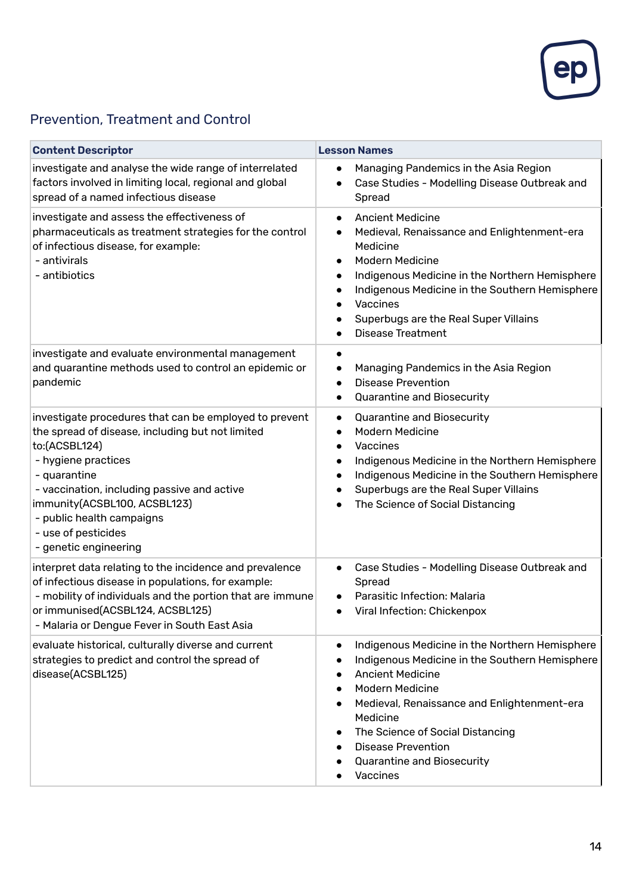## Prevention, Treatment and Control

| Content Descriptor | Lesson Names |
|---|---|
| investigate and analyse the wide range of interrelated factors involved in limiting local, regional and global spread of a named infectious disease | • Managing Pandemics in the Asia Region<br>• Case Studies - Modelling Disease Outbreak and Spread |
| investigate and assess the effectiveness of pharmaceuticals as treatment strategies for the control of infectious disease, for example:<br>- antivirals<br>- antibiotics | • Ancient Medicine<br>• Medieval, Renaissance and Enlightenment-era Medicine<br>• Modern Medicine<br>• Indigenous Medicine in the Northern Hemisphere<br>• Indigenous Medicine in the Southern Hemisphere<br>• Vaccines<br>• Superbugs are the Real Super Villains<br>• Disease Treatment |
| investigate and evaluate environmental management and quarantine methods used to control an epidemic or pandemic | •<br>• Managing Pandemics in the Asia Region<br>• Disease Prevention<br>• Quarantine and Biosecurity |
| investigate procedures that can be employed to prevent the spread of disease, including but not limited to:(ACSBL124)<br>- hygiene practices<br>- quarantine<br>- vaccination, including passive and active immunity(ACSBL100, ACSBL123)<br>- public health campaigns<br>- use of pesticides<br>- genetic engineering | • Quarantine and Biosecurity<br>• Modern Medicine<br>• Vaccines<br>• Indigenous Medicine in the Northern Hemisphere<br>• Indigenous Medicine in the Southern Hemisphere<br>• Superbugs are the Real Super Villains<br>• The Science of Social Distancing |
| interpret data relating to the incidence and prevalence of infectious disease in populations, for example:<br>- mobility of individuals and the portion that are immune or immunised(ACSBL124, ACSBL125)<br>- Malaria or Dengue Fever in South East Asia | • Case Studies - Modelling Disease Outbreak and Spread<br>• Parasitic Infection: Malaria<br>• Viral Infection: Chickenpox |
| evaluate historical, culturally diverse and current strategies to predict and control the spread of disease(ACSBL125) | • Indigenous Medicine in the Northern Hemisphere<br>• Indigenous Medicine in the Southern Hemisphere<br>• Ancient Medicine<br>• Modern Medicine<br>• Medieval, Renaissance and Enlightenment-era Medicine<br>• The Science of Social Distancing<br>• Disease Prevention<br>• Quarantine and Biosecurity<br>• Vaccines |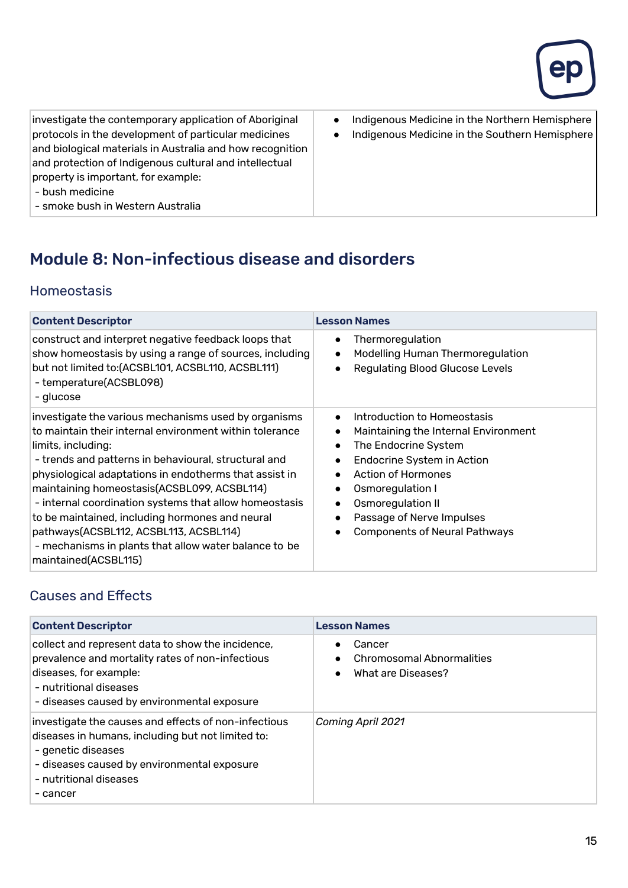| | |
|---|---|
| investigate the contemporary application of Aboriginal protocols in the development of particular medicines and biological materials in Australia and how recognition and protection of Indigenous cultural and intellectual property is important, for example:<br>- bush medicine<br>- smoke bush in Western Australia | • Indigenous Medicine in the Northern Hemisphere<br>• Indigenous Medicine in the Southern Hemisphere |

## Module 8: Non-infectious disease and disorders

### Homeostasis

| Content Descriptor | Lesson Names |
|---|---|
| construct and interpret negative feedback loops that show homeostasis by using a range of sources, including but not limited to:(ACSBL101, ACSBL110, ACSBL111)<br>- temperature(ACSBL098)<br>- glucose | • Thermoregulation<br>• Modelling Human Thermoregulation<br>• Regulating Blood Glucose Levels |
| investigate the various mechanisms used by organisms to maintain their internal environment within tolerance limits, including:<br>- trends and patterns in behavioural, structural and physiological adaptations in endotherms that assist in maintaining homeostasis(ACSBL099, ACSBL114)<br>- internal coordination systems that allow homeostasis to be maintained, including hormones and neural pathways(ACSBL112, ACSBL113, ACSBL114)<br>- mechanisms in plants that allow water balance to be maintained(ACSBL115) | • Introduction to Homeostasis<br>• Maintaining the Internal Environment<br>• The Endocrine System<br>• Endocrine System in Action<br>• Action of Hormones<br>• Osmoregulation I<br>• Osmoregulation II<br>• Passage of Nerve Impulses<br>• Components of Neural Pathways |

### Causes and Effects

| Content Descriptor | Lesson Names |
|---|---|
| collect and represent data to show the incidence, prevalence and mortality rates of non-infectious diseases, for example:<br>- nutritional diseases<br>- diseases caused by environmental exposure | • Cancer<br>• Chromosomal Abnormalities<br>• What are Diseases? |
| investigate the causes and effects of non-infectious diseases in humans, including but not limited to:<br>- genetic diseases<br>- diseases caused by environmental exposure<br>- nutritional diseases<br>- cancer | *Coming April 2021* |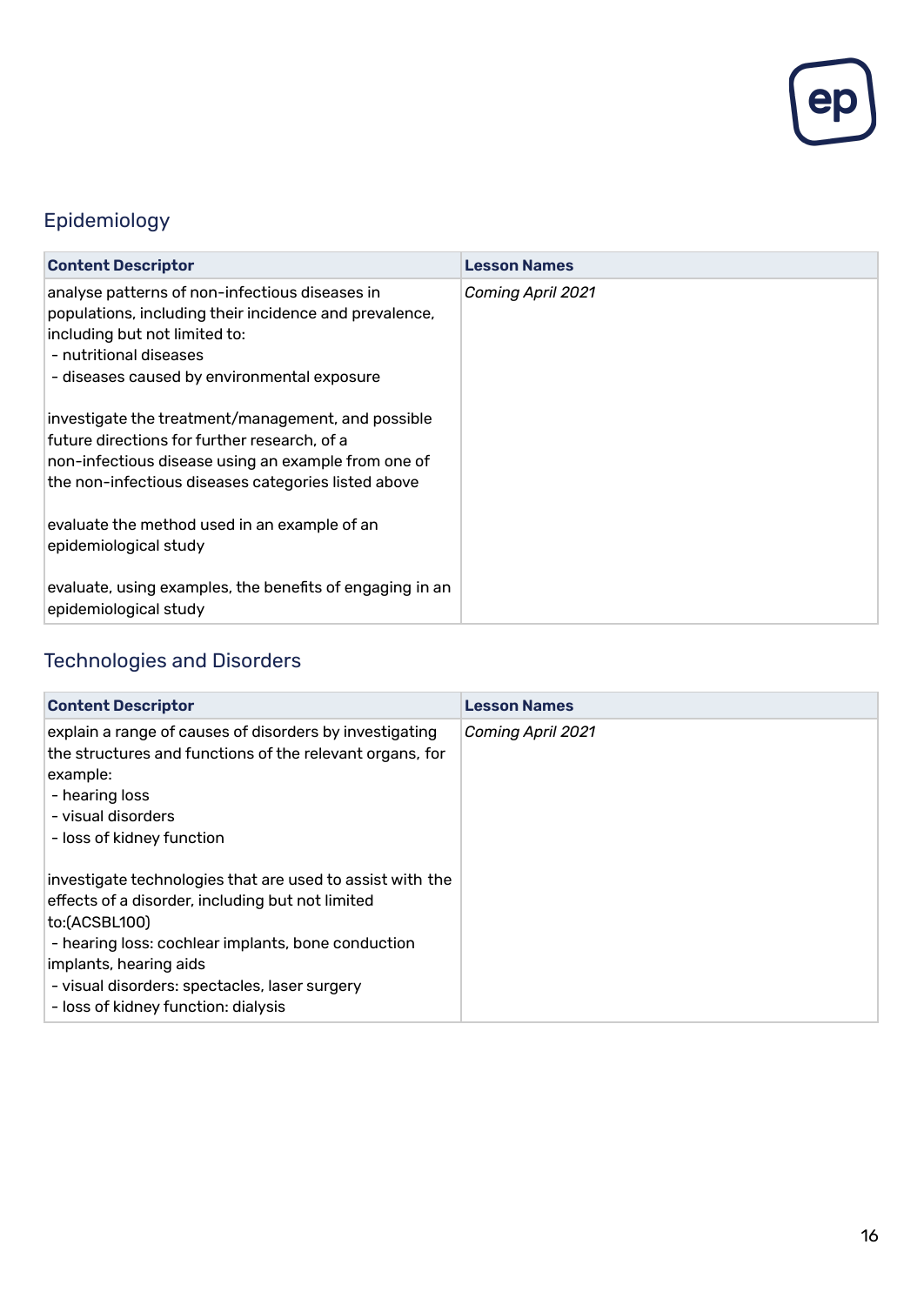## Epidemiology

| Content Descriptor | Lesson Names |
|---|---|
| analyse patterns of non-infectious diseases in populations, including their incidence and prevalence, including but not limited to:<br>- nutritional diseases<br>- diseases caused by environmental exposure<br><br>investigate the treatment/management, and possible future directions for further research, of a non-infectious disease using an example from one of the non-infectious diseases categories listed above<br><br>evaluate the method used in an example of an epidemiological study<br><br>evaluate, using examples, the benefits of engaging in an epidemiological study | *Coming April 2021* |

## Technologies and Disorders

| Content Descriptor | Lesson Names |
|---|---|
| explain a range of causes of disorders by investigating the structures and functions of the relevant organs, for example:<br>- hearing loss<br>- visual disorders<br>- loss of kidney function<br><br>investigate technologies that are used to assist with the effects of a disorder, including but not limited to:(ACSBL100)<br>- hearing loss: cochlear implants, bone conduction implants, hearing aids<br>- visual disorders: spectacles, laser surgery<br>- loss of kidney function: dialysis | *Coming April 2021* |